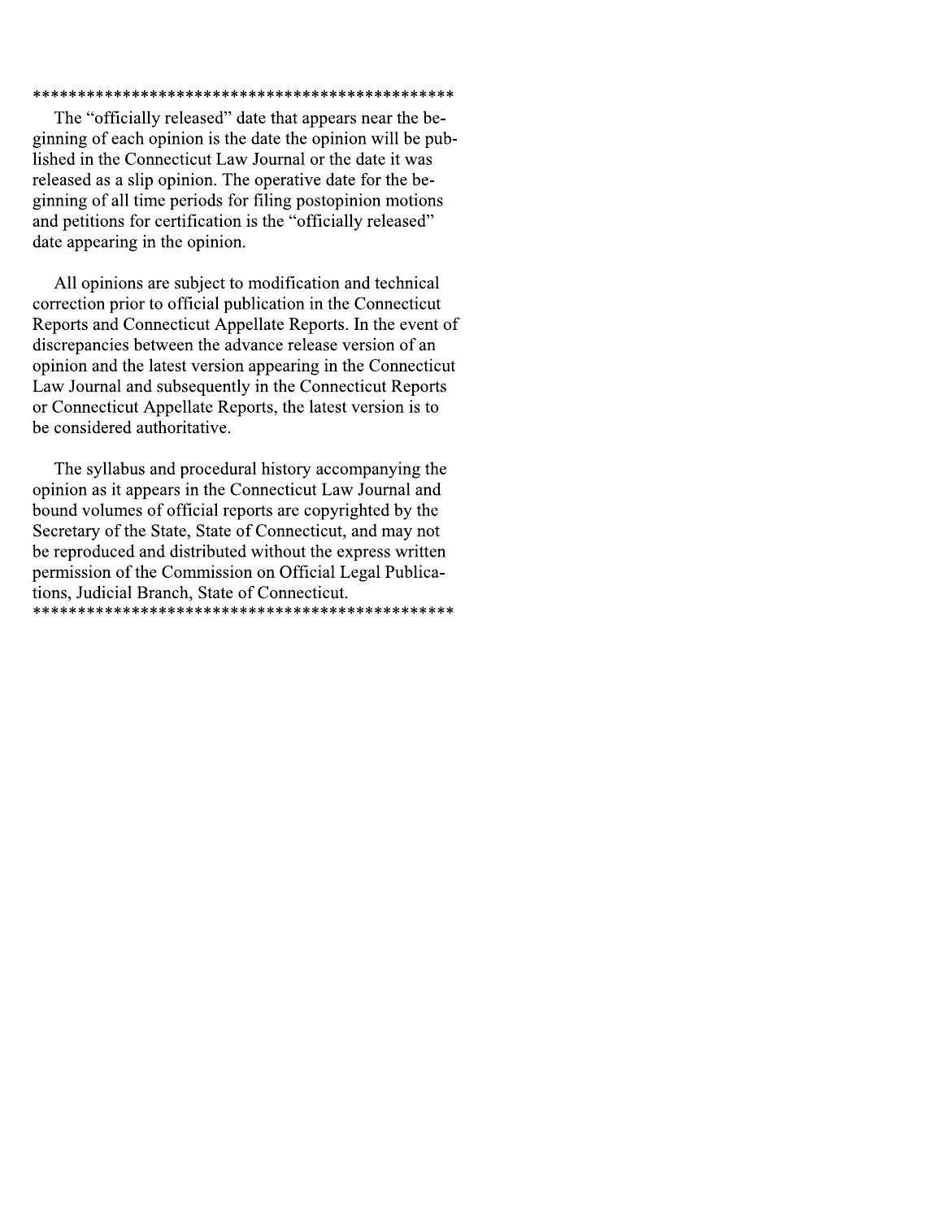******************************************************

The "officially released" date that appears near the beginning of each opinion is the date the opinion will be published in the Connecticut Law Journal or the date it was released as a slip opinion. The operative date for the beginning of all time periods for filing postopinion motions and petitions for certification is the "officially released" date appearing in the opinion.

All opinions are subject to modification and technical correction prior to official publication in the Connecticut Reports and Connecticut Appellate Reports. In the event of discrepancies between the advance release version of an opinion and the latest version appearing in the Connecticut Law Journal and subsequently in the Connecticut Reports or Connecticut Appellate Reports, the latest version is to be considered authoritative.

The syllabus and procedural history accompanying the opinion as it appears in the Connecticut Law Journal and bound volumes of official reports are copyrighted by the Secretary of the State, State of Connecticut, and may not be reproduced and distributed without the express written permission of the Commission on Official Legal Publications, Judicial Branch, State of Connecticut.

******************************************************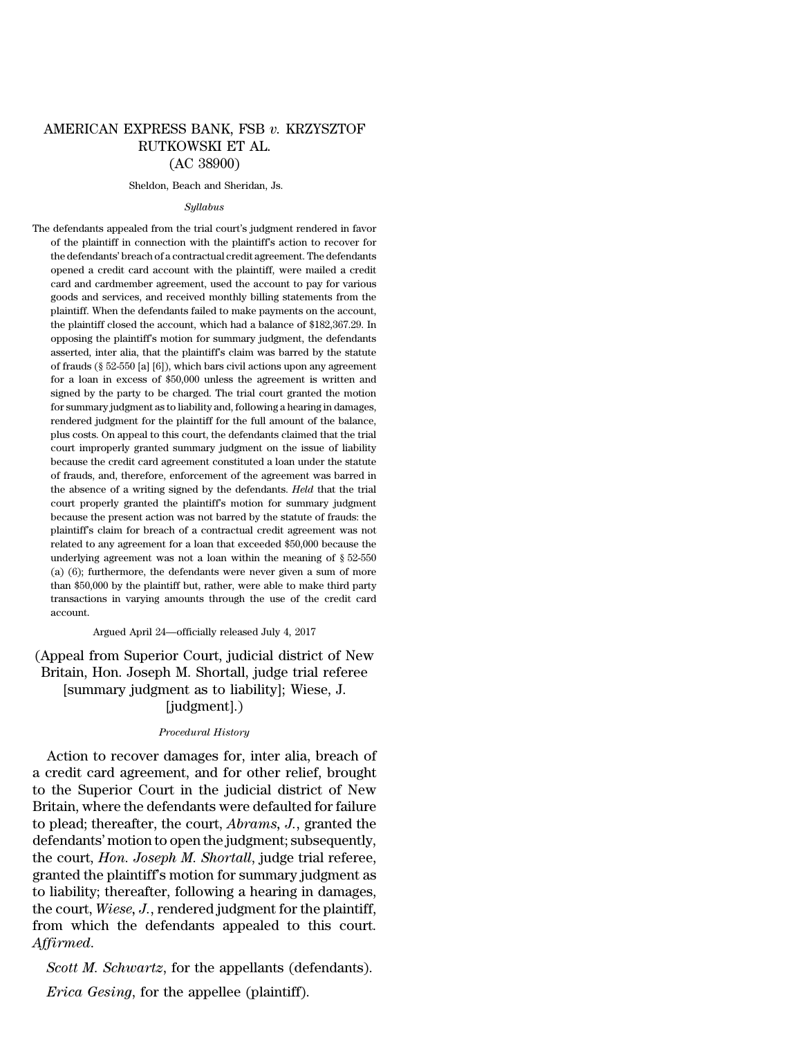# AMERICAN EXPRESS BANK, FSB *v.* KRZYSZTOF RUTKOWSKI ET AL.
## (AC 38900)

Sheldon, Beach and Sheridan, Js.

*Syllabus*

The defendants appealed from the trial court's judgment rendered in favor of the plaintiff in connection with the plaintiff's action to recover for the defendants' breach of a contractual credit agreement. The defendants opened a credit card account with the plaintiff, were mailed a credit card and cardmember agreement, used the account to pay for various goods and services, and received monthly billing statements from the plaintiff. When the defendants failed to make payments on the account, the plaintiff closed the account, which had a balance of $182,367.29. In opposing the plaintiff's motion for summary judgment, the defendants asserted, inter alia, that the plaintiff's claim was barred by the statute of frauds (§ 52-550 [a] [6]), which bars civil actions upon any agreement for a loan in excess of $50,000 unless the agreement is written and signed by the party to be charged. The trial court granted the motion for summary judgment as to liability and, following a hearing in damages, rendered judgment for the plaintiff for the full amount of the balance, plus costs. On appeal to this court, the defendants claimed that the trial court improperly granted summary judgment on the issue of liability because the credit card agreement constituted a loan under the statute of frauds, and, therefore, enforcement of the agreement was barred in the absence of a writing signed by the defendants. *Held* that the trial court properly granted the plaintiff's motion for summary judgment because the present action was not barred by the statute of frauds: the plaintiff's claim for breach of a contractual credit agreement was not related to any agreement for a loan that exceeded $50,000 because the underlying agreement was not a loan within the meaning of § 52-550 (a) (6); furthermore, the defendants were never given a sum of more than $50,000 by the plaintiff but, rather, were able to make third party transactions in varying amounts through the use of the credit card account.

Argued April 24—officially released July 4, 2017

(Appeal from Superior Court, judicial district of New Britain, Hon. Joseph M. Shortall, judge trial referee [summary judgment as to liability]; Wiese, J. [judgment].)

*Procedural History*

Action to recover damages for, inter alia, breach of a credit card agreement, and for other relief, brought to the Superior Court in the judicial district of New Britain, where the defendants were defaulted for failure to plead; thereafter, the court, *Abrams*, *J.*, granted the defendants' motion to open the judgment; subsequently, the court, *Hon. Joseph M. Shortall*, judge trial referee, granted the plaintiff's motion for summary judgment as to liability; thereafter, following a hearing in damages, the court, *Wiese*, *J.*, rendered judgment for the plaintiff, from which the defendants appealed to this court. *Affirmed*.

*Scott M. Schwartz*, for the appellants (defendants).

*Erica Gesing*, for the appellee (plaintiff).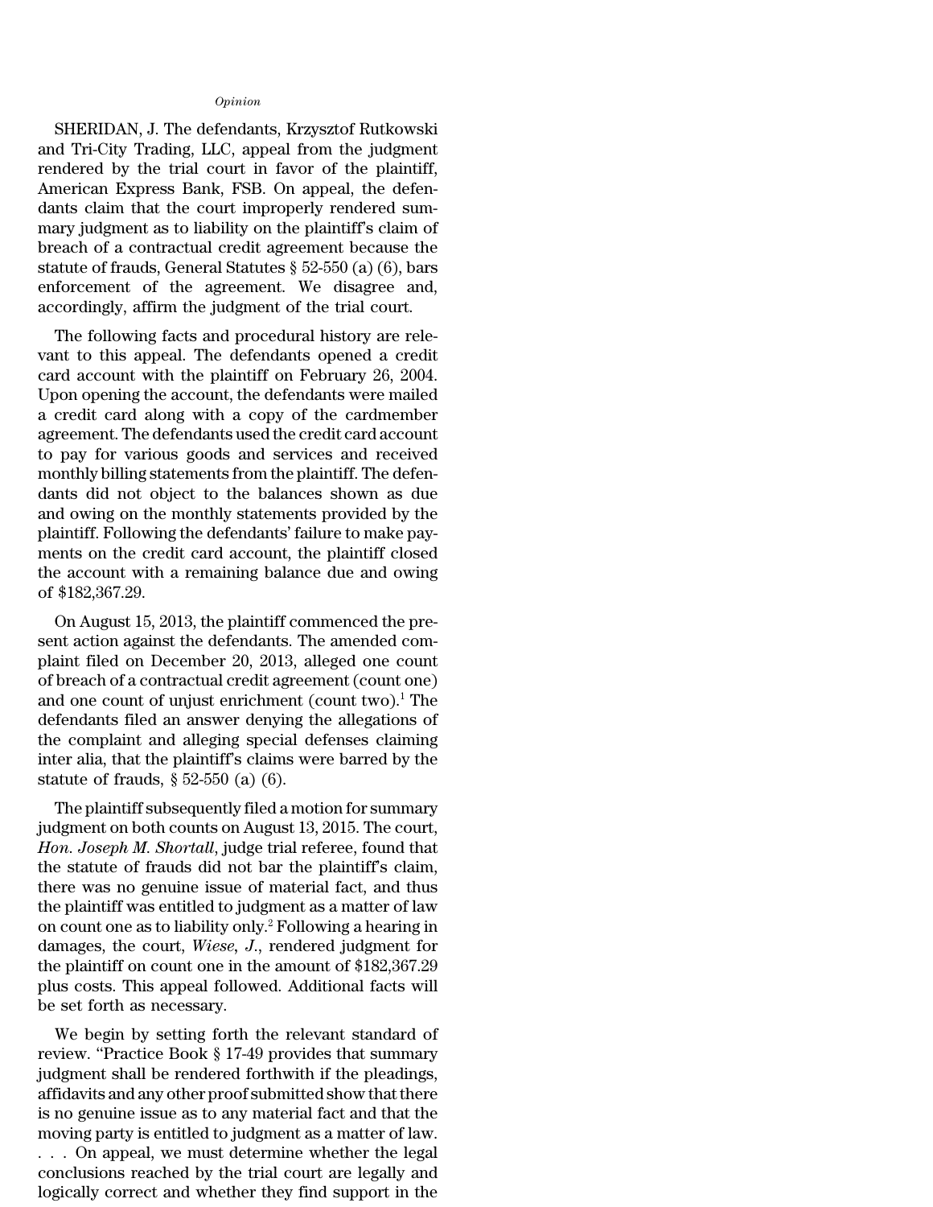*Opinion*

SHERIDAN, J. The defendants, Krzysztof Rutkowski and Tri-City Trading, LLC, appeal from the judgment rendered by the trial court in favor of the plaintiff, American Express Bank, FSB. On appeal, the defendants claim that the court improperly rendered summary judgment as to liability on the plaintiff's claim of breach of a contractual credit agreement because the statute of frauds, General Statutes § 52-550 (a) (6), bars enforcement of the agreement. We disagree and, accordingly, affirm the judgment of the trial court.

The following facts and procedural history are relevant to this appeal. The defendants opened a credit card account with the plaintiff on February 26, 2004. Upon opening the account, the defendants were mailed a credit card along with a copy of the cardmember agreement. The defendants used the credit card account to pay for various goods and services and received monthly billing statements from the plaintiff. The defendants did not object to the balances shown as due and owing on the monthly statements provided by the plaintiff. Following the defendants' failure to make payments on the credit card account, the plaintiff closed the account with a remaining balance due and owing of $182,367.29.

On August 15, 2013, the plaintiff commenced the present action against the defendants. The amended complaint filed on December 20, 2013, alleged one count of breach of a contractual credit agreement (count one) and one count of unjust enrichment (count two).[1] The defendants filed an answer denying the allegations of the complaint and alleging special defenses claiming inter alia, that the plaintiff's claims were barred by the statute of frauds, § 52-550 (a) (6).

The plaintiff subsequently filed a motion for summary judgment on both counts on August 13, 2015. The court, *Hon. Joseph M. Shortall*, judge trial referee, found that the statute of frauds did not bar the plaintiff's claim, there was no genuine issue of material fact, and thus the plaintiff was entitled to judgment as a matter of law on count one as to liability only.[2] Following a hearing in damages, the court, *Wiese, J.*, rendered judgment for the plaintiff on count one in the amount of $182,367.29 plus costs. This appeal followed. Additional facts will be set forth as necessary.

We begin by setting forth the relevant standard of review. "Practice Book § 17-49 provides that summary judgment shall be rendered forthwith if the pleadings, affidavits and any other proof submitted show that there is no genuine issue as to any material fact and that the moving party is entitled to judgment as a matter of law. . . . On appeal, we must determine whether the legal conclusions reached by the trial court are legally and logically correct and whether they find support in the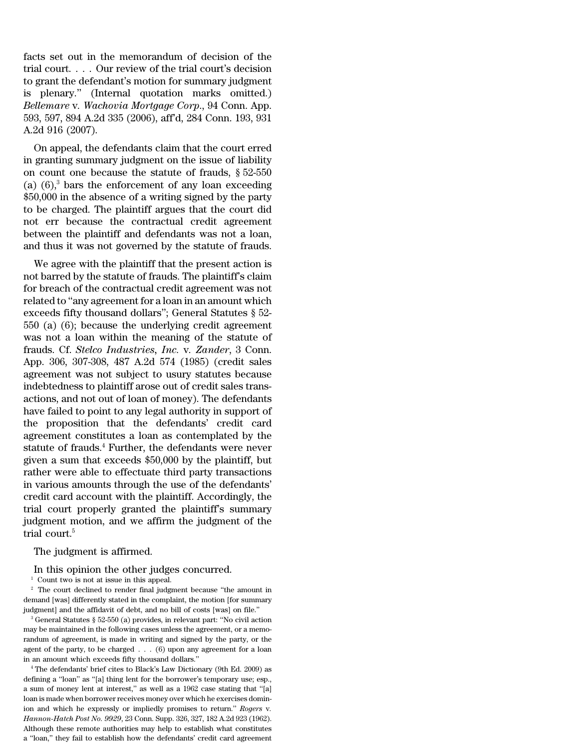facts set out in the memorandum of decision of the trial court. . . . Our review of the trial court's decision to grant the defendant's motion for summary judgment is plenary." (Internal quotation marks omitted.) *Bellemare* v. *Wachovia Mortgage Corp.*, 94 Conn. App. 593, 597, 894 A.2d 335 (2006), aff'd, 284 Conn. 193, 931 A.2d 916 (2007).

On appeal, the defendants claim that the court erred in granting summary judgment on the issue of liability on count one because the statute of frauds, § 52-550 (a) (6),[3] bars the enforcement of any loan exceeding $50,000 in the absence of a writing signed by the party to be charged. The plaintiff argues that the court did not err because the contractual credit agreement between the plaintiff and defendants was not a loan, and thus it was not governed by the statute of frauds.

We agree with the plaintiff that the present action is not barred by the statute of frauds. The plaintiff's claim for breach of the contractual credit agreement was not related to "any agreement for a loan in an amount which exceeds fifty thousand dollars"; General Statutes § 52-550 (a) (6); because the underlying credit agreement was not a loan within the meaning of the statute of frauds. Cf. *Stelco Industries, Inc.* v. *Zander*, 3 Conn. App. 306, 307-308, 487 A.2d 574 (1985) (credit sales agreement was not subject to usury statutes because indebtedness to plaintiff arose out of credit sales transactions, and not out of loan of money). The defendants have failed to point to any legal authority in support of the proposition that the defendants' credit card agreement constitutes a loan as contemplated by the statute of frauds.[4] Further, the defendants were never given a sum that exceeds $50,000 by the plaintiff, but rather were able to effectuate third party transactions in various amounts through the use of the defendants' credit card account with the plaintiff. Accordingly, the trial court properly granted the plaintiff's summary judgment motion, and we affirm the judgment of the trial court.[5]

The judgment is affirmed.

In this opinion the other judges concurred.

[1] Count two is not at issue in this appeal.

[2] The court declined to render final judgment because "the amount in demand [was] differently stated in the complaint, the motion [for summary judgment] and the affidavit of debt, and no bill of costs [was] on file."

[3] General Statutes § 52-550 (a) provides, in relevant part: "No civil action may be maintained in the following cases unless the agreement, or a memorandum of agreement, is made in writing and signed by the party, or the agent of the party, to be charged . . . (6) upon any agreement for a loan in an amount which exceeds fifty thousand dollars."

[4] The defendants' brief cites to Black's Law Dictionary (9th Ed. 2009) as defining a "loan" as "[a] thing lent for the borrower's temporary use; esp., a sum of money lent at interest," as well as a 1962 case stating that "[a] loan is made when borrower receives money over which he exercises dominion and which he expressly or impliedly promises to return." *Rogers* v. *Hannon-Hatch Post No. 9929*, 23 Conn. Supp. 326, 327, 182 A.2d 923 (1962). Although these remote authorities may help to establish what constitutes a "loan," they fail to establish how the defendants' credit card agreement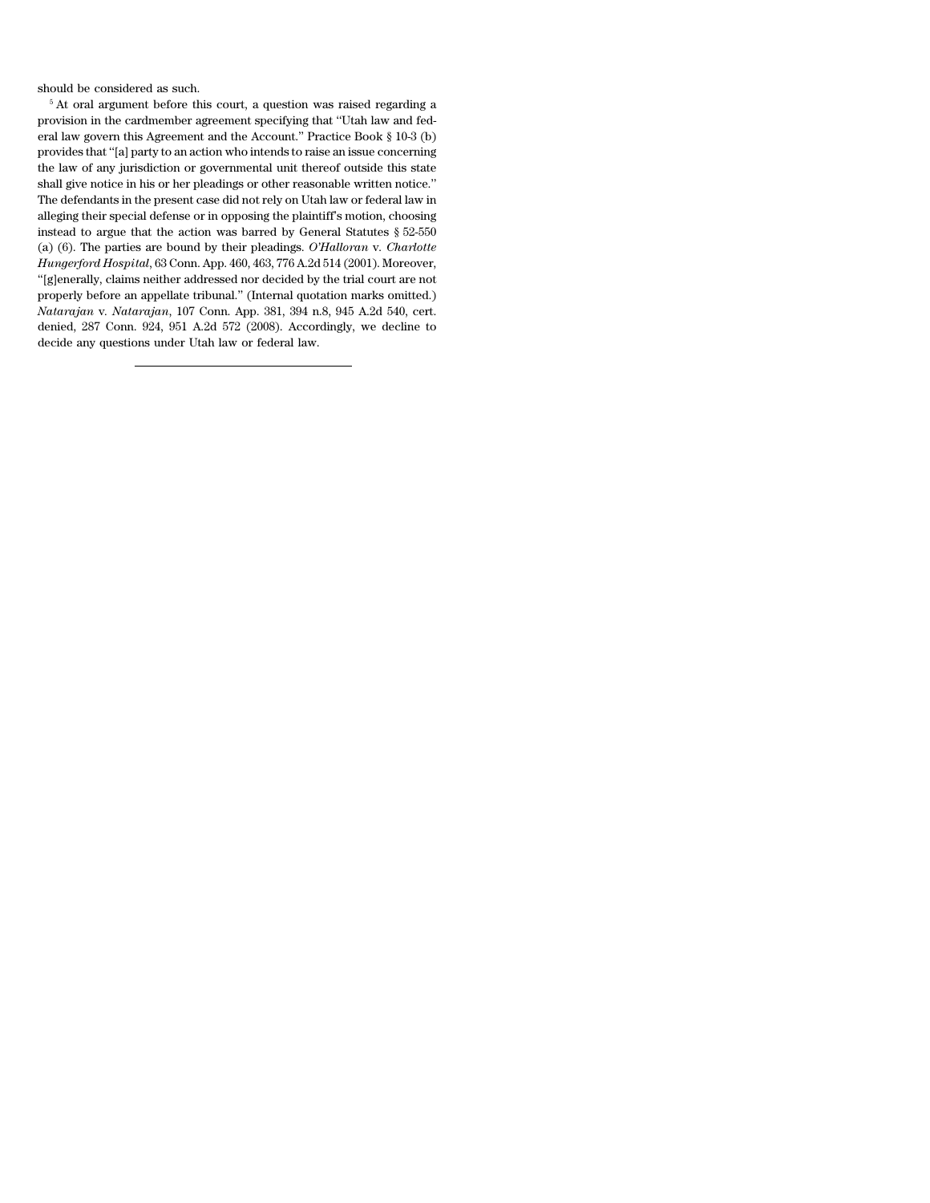should be considered as such.

[5] At oral argument before this court, a question was raised regarding a provision in the cardmember agreement specifying that "Utah law and federal law govern this Agreement and the Account." Practice Book § 10-3 (b) provides that "[a] party to an action who intends to raise an issue concerning the law of any jurisdiction or governmental unit thereof outside this state shall give notice in his or her pleadings or other reasonable written notice." The defendants in the present case did not rely on Utah law or federal law in alleging their special defense or in opposing the plaintiff's motion, choosing instead to argue that the action was barred by General Statutes § 52-550 (a) (6). The parties are bound by their pleadings. *O'Halloran* v. *Charlotte Hungerford Hospital*, 63 Conn. App. 460, 463, 776 A.2d 514 (2001). Moreover, "[g]enerally, claims neither addressed nor decided by the trial court are not properly before an appellate tribunal." (Internal quotation marks omitted.) *Natarajan* v. *Natarajan*, 107 Conn. App. 381, 394 n.8, 945 A.2d 540, cert. denied, 287 Conn. 924, 951 A.2d 572 (2008). Accordingly, we decline to decide any questions under Utah law or federal law.